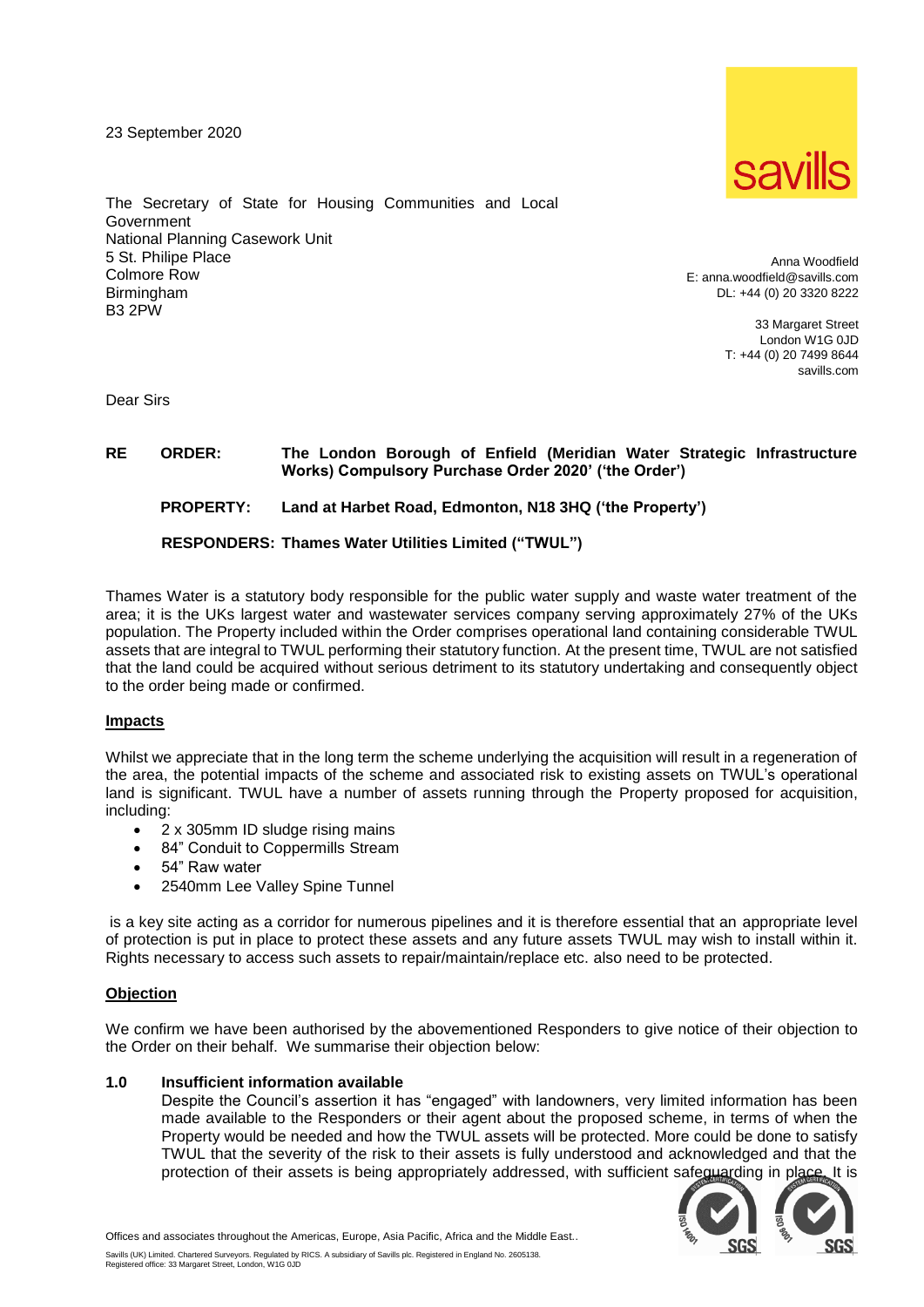23 September 2020

The Secretary of State for Housing Communities and Local Government
National Planning Casework Unit
5 St. Philipe Place
Colmore Row
Birmingham
B3 2PW

Anna Woodfield
E: anna.woodfield@savills.com
DL: +44 (0) 20 3320 8222

33 Margaret Street
London W1G 0JD
T: +44 (0) 20 7499 8644
savills.com

Dear Sirs

**RE ORDER: The London Borough of Enfield (Meridian Water Strategic Infrastructure Works) Compulsory Purchase Order 2020' ('the Order')**

**PROPERTY: Land at Harbet Road, Edmonton, N18 3HQ ('the Property')**

**RESPONDERS: Thames Water Utilities Limited ("TWUL")**

Thames Water is a statutory body responsible for the public water supply and waste water treatment of the area; it is the UKs largest water and wastewater services company serving approximately 27% of the UKs population. The Property included within the Order comprises operational land containing considerable TWUL assets that are integral to TWUL performing their statutory function. At the present time, TWUL are not satisfied that the land could be acquired without serious detriment to its statutory undertaking and consequently object to the order being made or confirmed.

**Impacts**

Whilst we appreciate that in the long term the scheme underlying the acquisition will result in a regeneration of the area, the potential impacts of the scheme and associated risk to existing assets on TWUL's operational land is significant. TWUL have a number of assets running through the Property proposed for acquisition, including:

- 2 x 305mm ID sludge rising mains
- 84" Conduit to Coppermills Stream
- 54" Raw water
- 2540mm Lee Valley Spine Tunnel

is a key site acting as a corridor for numerous pipelines and it is therefore essential that an appropriate level of protection is put in place to protect these assets and any future assets TWUL may wish to install within it. Rights necessary to access such assets to repair/maintain/replace etc. also need to be protected.

**Objection**

We confirm we have been authorised by the abovementioned Responders to give notice of their objection to the Order on their behalf. We summarise their objection below:

**1.0 Insufficient information available**

Despite the Council's assertion it has "engaged" with landowners, very limited information has been made available to the Responders or their agent about the proposed scheme, in terms of when the Property would be needed and how the TWUL assets will be protected. More could be done to satisfy TWUL that the severity of the risk to their assets is fully understood and acknowledged and that the protection of their assets is being appropriately addressed, with sufficient safeguarding in place. It is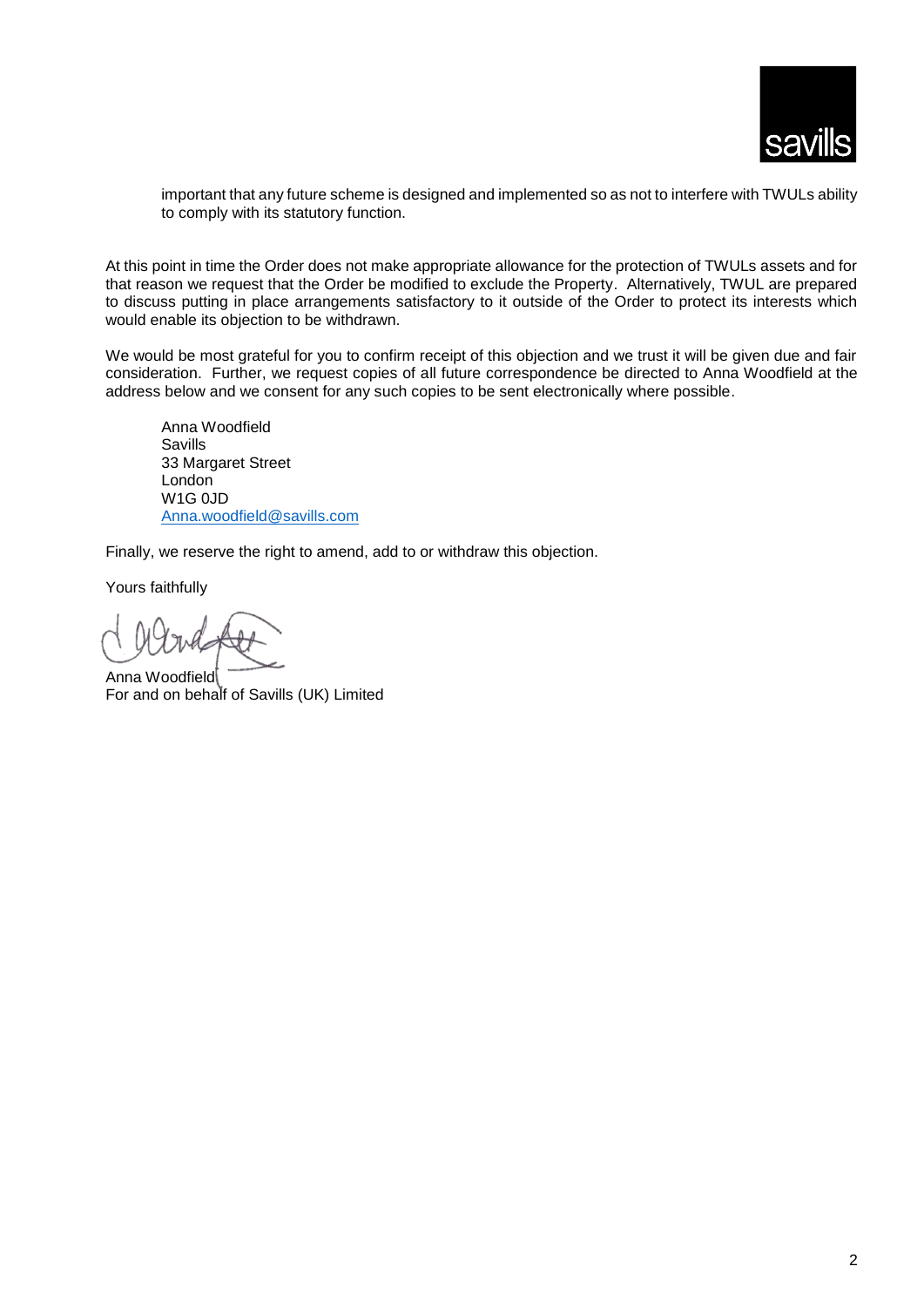important that any future scheme is designed and implemented so as not to interfere with TWULs ability to comply with its statutory function.

At this point in time the Order does not make appropriate allowance for the protection of TWULs assets and for that reason we request that the Order be modified to exclude the Property. Alternatively, TWUL are prepared to discuss putting in place arrangements satisfactory to it outside of the Order to protect its interests which would enable its objection to be withdrawn.

We would be most grateful for you to confirm receipt of this objection and we trust it will be given due and fair consideration. Further, we request copies of all future correspondence be directed to Anna Woodfield at the address below and we consent for any such copies to be sent electronically where possible.

Anna Woodfield
Savills
33 Margaret Street
London
W1G 0JD
Anna.woodfield@savills.com

Finally, we reserve the right to amend, add to or withdraw this objection.

Yours faithfully

Anna Woodfield
For and on behalf of Savills (UK) Limited